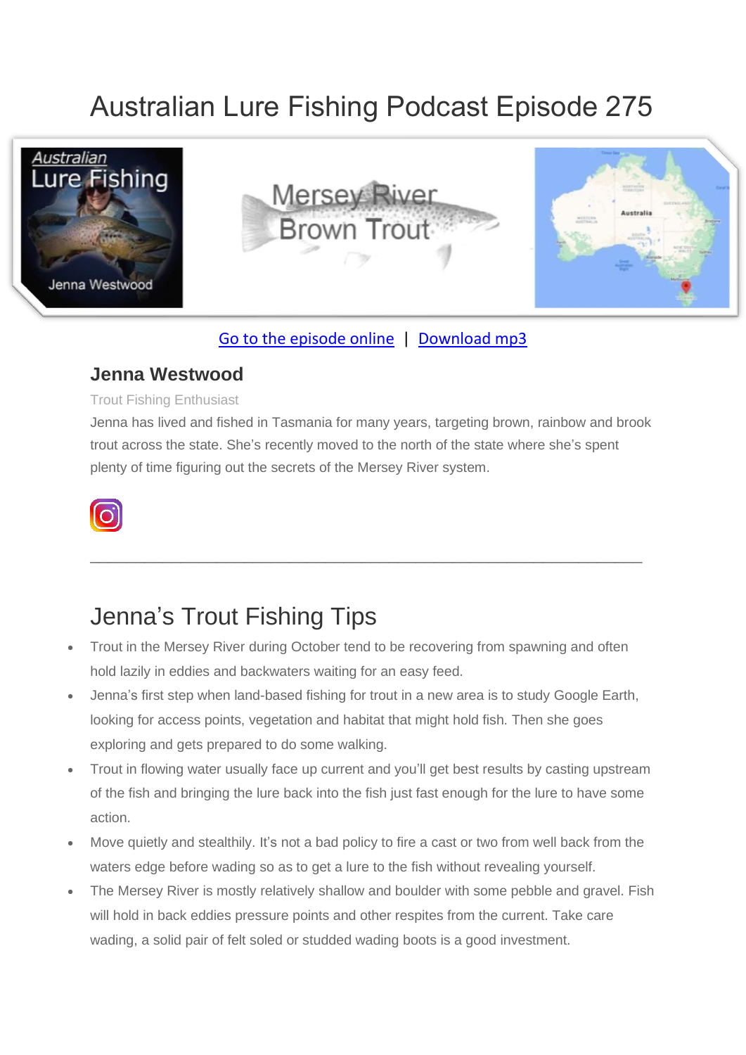# Australian Lure Fishing Podcast Episode 275

Go to the episode online | Download mp3

## Jenna Westwood

Trout Fishing Enthusiast

Jenna has lived and fished in Tasmania for many years, targeting brown, rainbow and brook trout across the state. She's recently moved to the north of the state where she's spent plenty of time figuring out the secrets of the Mersey River system.

---

# Jenna's Trout Fishing Tips

- Trout in the Mersey River during October tend to be recovering from spawning and often hold lazily in eddies and backwaters waiting for an easy feed.
- Jenna's first step when land-based fishing for trout in a new area is to study Google Earth, looking for access points, vegetation and habitat that might hold fish. Then she goes exploring and gets prepared to do some walking.
- Trout in flowing water usually face up current and you'll get best results by casting upstream of the fish and bringing the lure back into the fish just fast enough for the lure to have some action.
- Move quietly and stealthily. It's not a bad policy to fire a cast or two from well back from the waters edge before wading so as to get a lure to the fish without revealing yourself.
- The Mersey River is mostly relatively shallow and boulder with some pebble and gravel. Fish will hold in back eddies pressure points and other respites from the current. Take care wading, a solid pair of felt soled or studded wading boots is a good investment.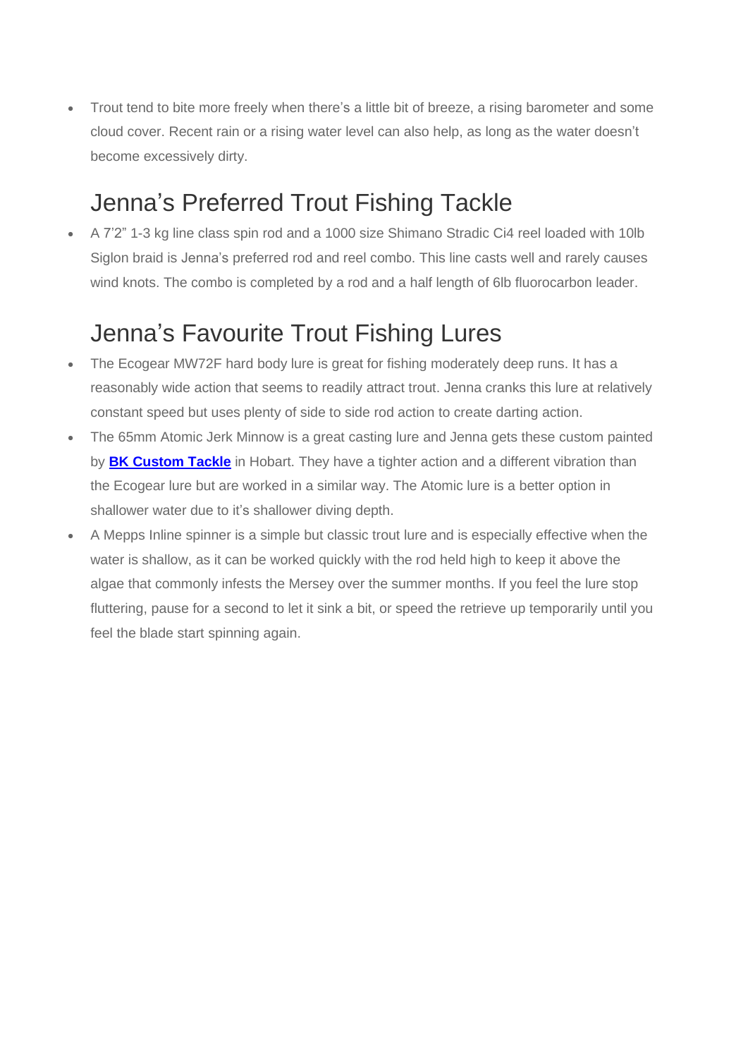- Trout tend to bite more freely when there's a little bit of breeze, a rising barometer and some cloud cover. Recent rain or a rising water level can also help, as long as the water doesn't become excessively dirty.

## Jenna's Preferred Trout Fishing Tackle

- A 7'2" 1-3 kg line class spin rod and a 1000 size Shimano Stradic Ci4 reel loaded with 10lb Siglon braid is Jenna's preferred rod and reel combo. This line casts well and rarely causes wind knots. The combo is completed by a rod and a half length of 6lb fluorocarbon leader.

## Jenna's Favourite Trout Fishing Lures

- The Ecogear MW72F hard body lure is great for fishing moderately deep runs. It has a reasonably wide action that seems to readily attract trout. Jenna cranks this lure at relatively constant speed but uses plenty of side to side rod action to create darting action.
- The 65mm Atomic Jerk Minnow is a great casting lure and Jenna gets these custom painted by **BK Custom Tackle** in Hobart. They have a tighter action and a different vibration than the Ecogear lure but are worked in a similar way. The Atomic lure is a better option in shallower water due to it's shallower diving depth.
- A Mepps Inline spinner is a simple but classic trout lure and is especially effective when the water is shallow, as it can be worked quickly with the rod held high to keep it above the algae that commonly infests the Mersey over the summer months. If you feel the lure stop fluttering, pause for a second to let it sink a bit, or speed the retrieve up temporarily until you feel the blade start spinning again.